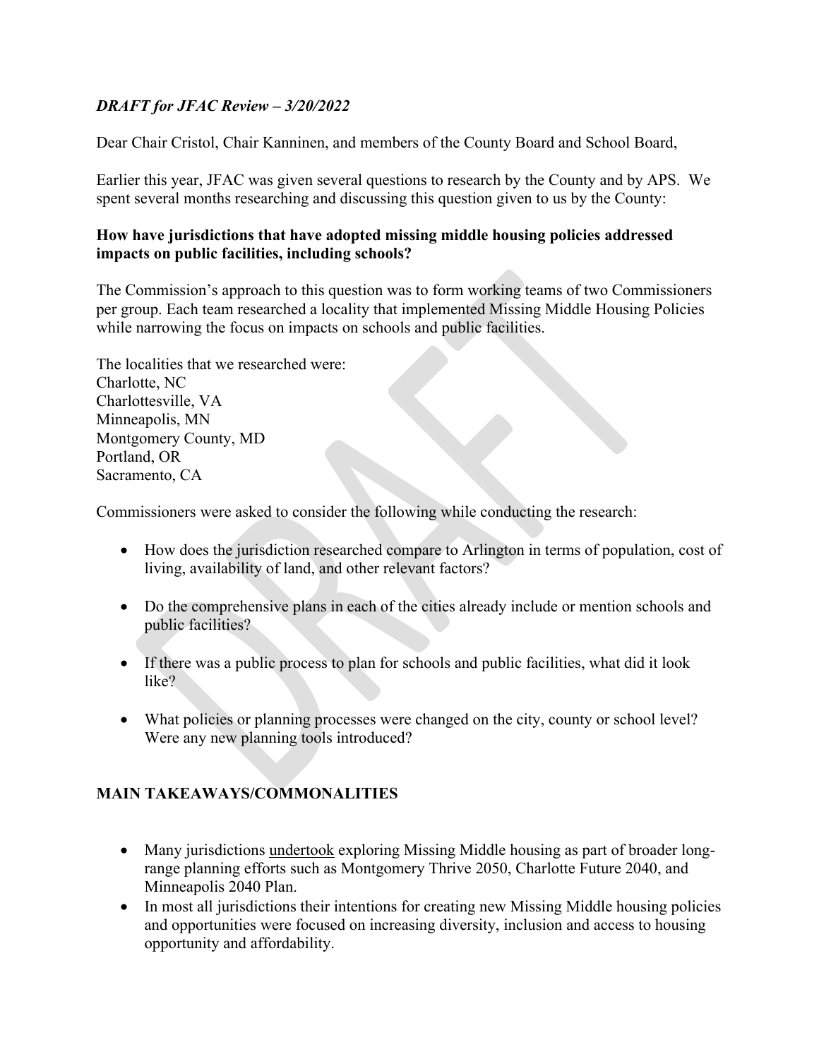*DRAFT for JFAC Review – 3/20/2022*

Dear Chair Cristol, Chair Kanninen, and members of the County Board and School Board,

Earlier this year, JFAC was given several questions to research by the County and by APS. We spent several months researching and discussing this question given to us by the County:

**How have jurisdictions that have adopted missing middle housing policies addressed impacts on public facilities, including schools?**

The Commission's approach to this question was to form working teams of two Commissioners per group. Each team researched a locality that implemented Missing Middle Housing Policies while narrowing the focus on impacts on schools and public facilities.

The localities that we researched were:
Charlotte, NC
Charlottesville, VA
Minneapolis, MN
Montgomery County, MD
Portland, OR
Sacramento, CA

Commissioners were asked to consider the following while conducting the research:

- How does the jurisdiction researched compare to Arlington in terms of population, cost of living, availability of land, and other relevant factors?
- Do the comprehensive plans in each of the cities already include or mention schools and public facilities?
- If there was a public process to plan for schools and public facilities, what did it look like?
- What policies or planning processes were changed on the city, county or school level? Were any new planning tools introduced?

## MAIN TAKEAWAYS/COMMONALITIES

- Many jurisdictions undertook exploring Missing Middle housing as part of broader long-range planning efforts such as Montgomery Thrive 2050, Charlotte Future 2040, and Minneapolis 2040 Plan.
- In most all jurisdictions their intentions for creating new Missing Middle housing policies and opportunities were focused on increasing diversity, inclusion and access to housing opportunity and affordability.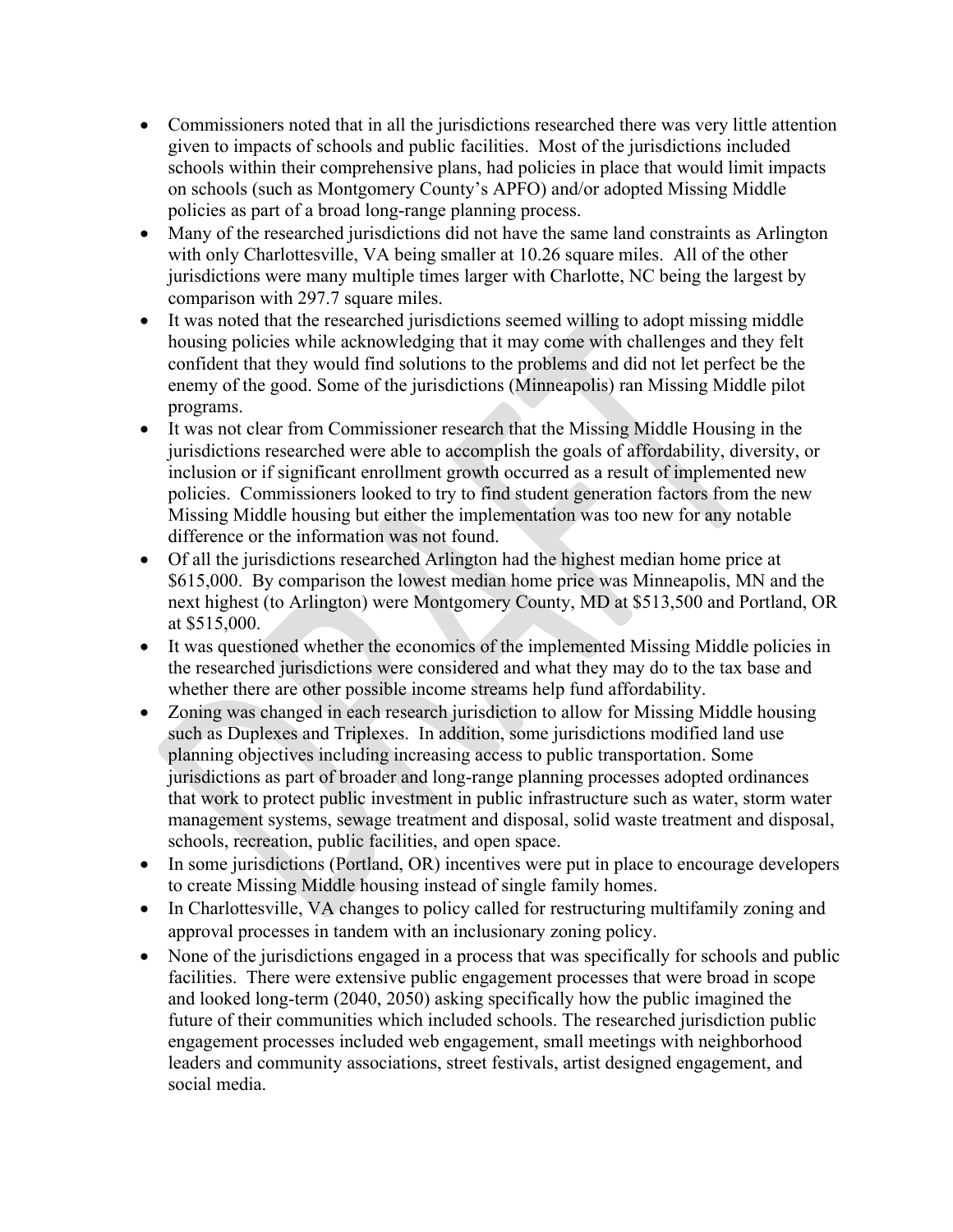- Commissioners noted that in all the jurisdictions researched there was very little attention given to impacts of schools and public facilities. Most of the jurisdictions included schools within their comprehensive plans, had policies in place that would limit impacts on schools (such as Montgomery County's APFO) and/or adopted Missing Middle policies as part of a broad long-range planning process.
- Many of the researched jurisdictions did not have the same land constraints as Arlington with only Charlottesville, VA being smaller at 10.26 square miles. All of the other jurisdictions were many multiple times larger with Charlotte, NC being the largest by comparison with 297.7 square miles.
- It was noted that the researched jurisdictions seemed willing to adopt missing middle housing policies while acknowledging that it may come with challenges and they felt confident that they would find solutions to the problems and did not let perfect be the enemy of the good. Some of the jurisdictions (Minneapolis) ran Missing Middle pilot programs.
- It was not clear from Commissioner research that the Missing Middle Housing in the jurisdictions researched were able to accomplish the goals of affordability, diversity, or inclusion or if significant enrollment growth occurred as a result of implemented new policies. Commissioners looked to try to find student generation factors from the new Missing Middle housing but either the implementation was too new for any notable difference or the information was not found.
- Of all the jurisdictions researched Arlington had the highest median home price at $615,000. By comparison the lowest median home price was Minneapolis, MN and the next highest (to Arlington) were Montgomery County, MD at $513,500 and Portland, OR at $515,000.
- It was questioned whether the economics of the implemented Missing Middle policies in the researched jurisdictions were considered and what they may do to the tax base and whether there are other possible income streams help fund affordability.
- Zoning was changed in each research jurisdiction to allow for Missing Middle housing such as Duplexes and Triplexes. In addition, some jurisdictions modified land use planning objectives including increasing access to public transportation. Some jurisdictions as part of broader and long-range planning processes adopted ordinances that work to protect public investment in public infrastructure such as water, storm water management systems, sewage treatment and disposal, solid waste treatment and disposal, schools, recreation, public facilities, and open space.
- In some jurisdictions (Portland, OR) incentives were put in place to encourage developers to create Missing Middle housing instead of single family homes.
- In Charlottesville, VA changes to policy called for restructuring multifamily zoning and approval processes in tandem with an inclusionary zoning policy.
- None of the jurisdictions engaged in a process that was specifically for schools and public facilities. There were extensive public engagement processes that were broad in scope and looked long-term (2040, 2050) asking specifically how the public imagined the future of their communities which included schools. The researched jurisdiction public engagement processes included web engagement, small meetings with neighborhood leaders and community associations, street festivals, artist designed engagement, and social media.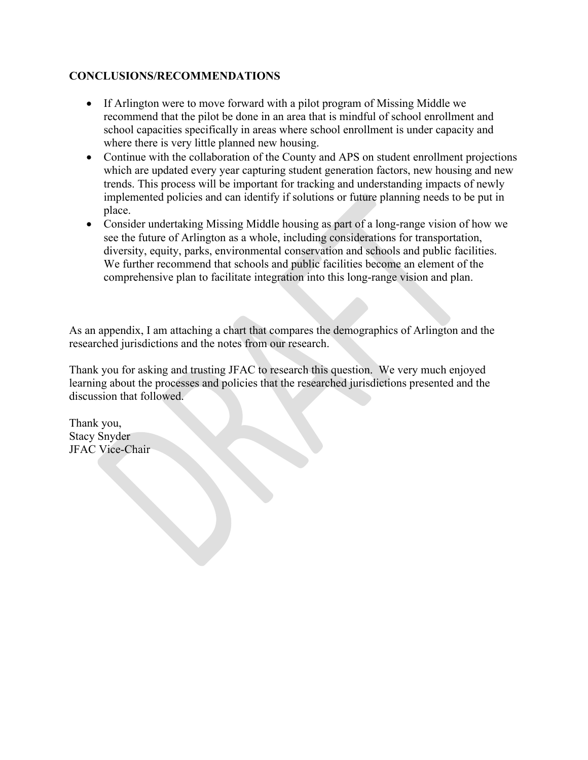**CONCLUSIONS/RECOMMENDATIONS**

- If Arlington were to move forward with a pilot program of Missing Middle we recommend that the pilot be done in an area that is mindful of school enrollment and school capacities specifically in areas where school enrollment is under capacity and where there is very little planned new housing.
- Continue with the collaboration of the County and APS on student enrollment projections which are updated every year capturing student generation factors, new housing and new trends. This process will be important for tracking and understanding impacts of newly implemented policies and can identify if solutions or future planning needs to be put in place.
- Consider undertaking Missing Middle housing as part of a long-range vision of how we see the future of Arlington as a whole, including considerations for transportation, diversity, equity, parks, environmental conservation and schools and public facilities. We further recommend that schools and public facilities become an element of the comprehensive plan to facilitate integration into this long-range vision and plan.

As an appendix, I am attaching a chart that compares the demographics of Arlington and the researched jurisdictions and the notes from our research.

Thank you for asking and trusting JFAC to research this question. We very much enjoyed learning about the processes and policies that the researched jurisdictions presented and the discussion that followed.

Thank you,
Stacy Snyder
JFAC Vice-Chair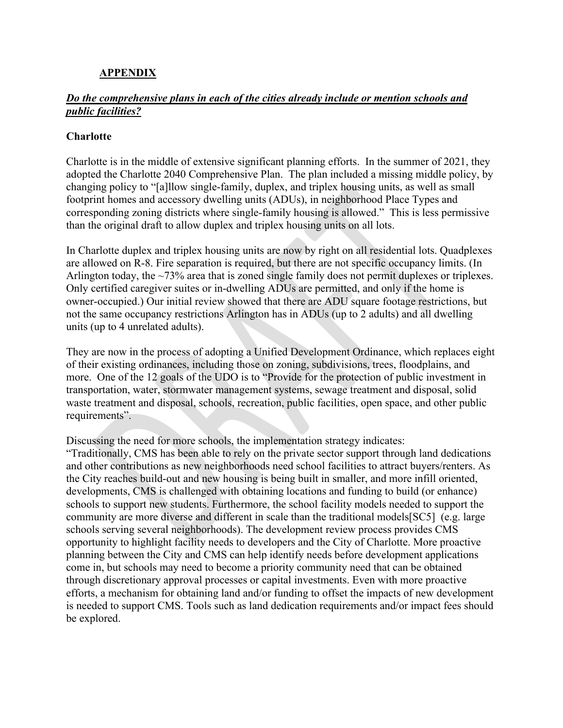## APPENDIX

### ***Do the comprehensive plans in each of the cities already include or mention schools and public facilities?***

### Charlotte

Charlotte is in the middle of extensive significant planning efforts. In the summer of 2021, they adopted the Charlotte 2040 Comprehensive Plan. The plan included a missing middle policy, by changing policy to "[a]llow single-family, duplex, and triplex housing units, as well as small footprint homes and accessory dwelling units (ADUs), in neighborhood Place Types and corresponding zoning districts where single-family housing is allowed." This is less permissive than the original draft to allow duplex and triplex housing units on all lots.

In Charlotte duplex and triplex housing units are now by right on all residential lots. Quadplexes are allowed on R-8. Fire separation is required, but there are not specific occupancy limits. (In Arlington today, the ~73% area that is zoned single family does not permit duplexes or triplexes. Only certified caregiver suites or in-dwelling ADUs are permitted, and only if the home is owner-occupied.) Our initial review showed that there are ADU square footage restrictions, but not the same occupancy restrictions Arlington has in ADUs (up to 2 adults) and all dwelling units (up to 4 unrelated adults).

They are now in the process of adopting a Unified Development Ordinance, which replaces eight of their existing ordinances, including those on zoning, subdivisions, trees, floodplains, and more. One of the 12 goals of the UDO is to "Provide for the protection of public investment in transportation, water, stormwater management systems, sewage treatment and disposal, solid waste treatment and disposal, schools, recreation, public facilities, open space, and other public requirements".

Discussing the need for more schools, the implementation strategy indicates:
"Traditionally, CMS has been able to rely on the private sector support through land dedications and other contributions as new neighborhoods need school facilities to attract buyers/renters. As the City reaches build-out and new housing is being built in smaller, and more infill oriented, developments, CMS is challenged with obtaining locations and funding to build (or enhance) schools to support new students. Furthermore, the school facility models needed to support the community are more diverse and different in scale than the traditional models[SC5] (e.g. large schools serving several neighborhoods). The development review process provides CMS opportunity to highlight facility needs to developers and the City of Charlotte. More proactive planning between the City and CMS can help identify needs before development applications come in, but schools may need to become a priority community need that can be obtained through discretionary approval processes or capital investments. Even with more proactive efforts, a mechanism for obtaining land and/or funding to offset the impacts of new development is needed to support CMS. Tools such as land dedication requirements and/or impact fees should be explored.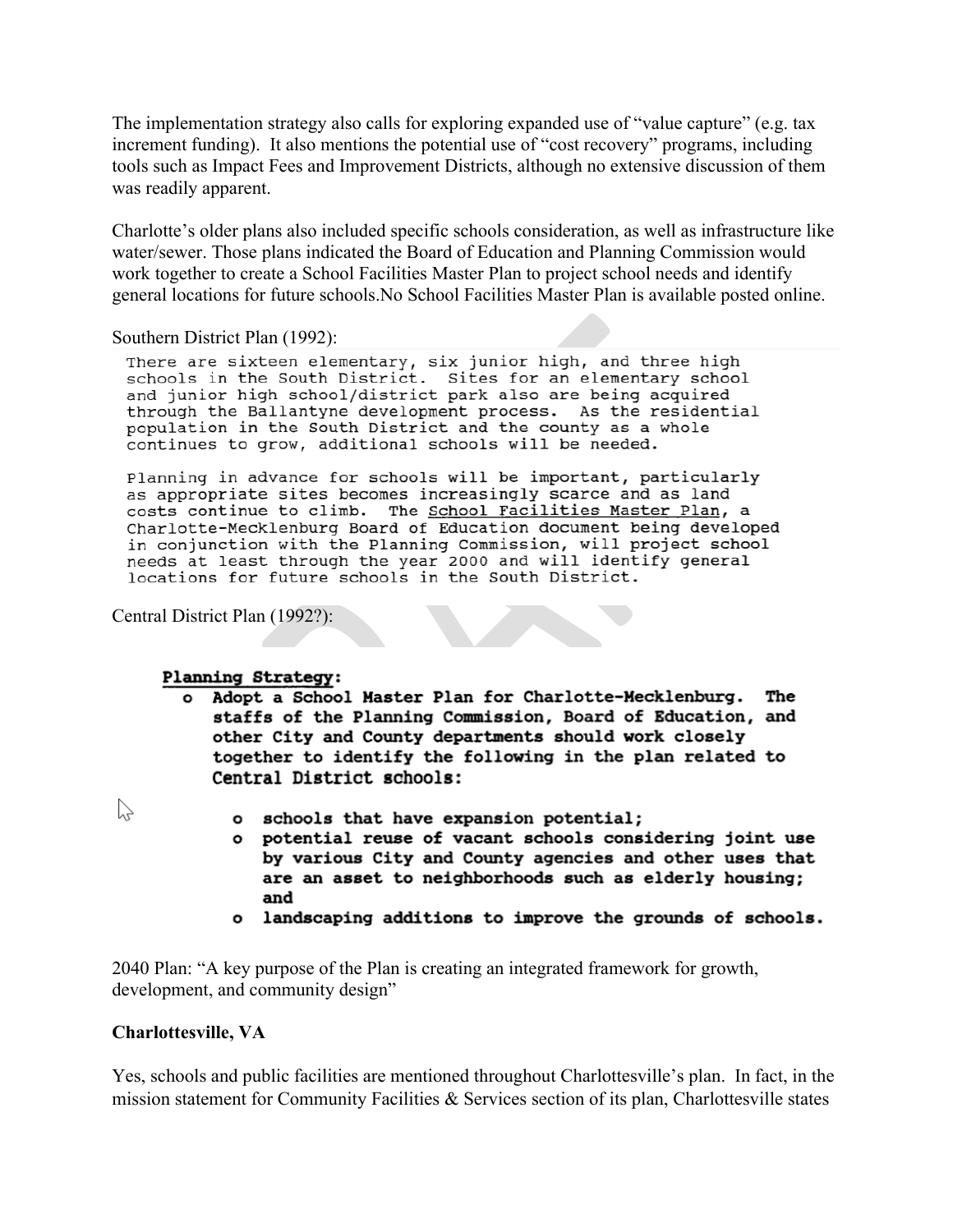The implementation strategy also calls for exploring expanded use of "value capture" (e.g. tax increment funding). It also mentions the potential use of "cost recovery" programs, including tools such as Impact Fees and Improvement Districts, although no extensive discussion of them was readily apparent.

Charlotte's older plans also included specific schools consideration, as well as infrastructure like water/sewer. Those plans indicated the Board of Education and Planning Commission would work together to create a School Facilities Master Plan to project school needs and identify general locations for future schools.No School Facilities Master Plan is available posted online.

Southern District Plan (1992):

There are sixteen elementary, six junior high, and three high schools in the South District. Sites for an elementary school and junior high school/district park also are being acquired through the Ballantyne development process. As the residential population in the South District and the county as a whole continues to grow, additional schools will be needed.

Planning in advance for schools will be important, particularly as appropriate sites becomes increasingly scarce and as land costs continue to climb. The <u>School Facilities Master Plan</u>, a Charlotte-Mecklenburg Board of Education document being developed in conjunction with the Planning Commission, will project school needs at least through the year 2000 and will identify general locations for future schools in the South District.

Central District Plan (1992?):

**Planning Strategy:**

- **Adopt a School Master Plan for Charlotte-Mecklenburg. The staffs of the Planning Commission, Board of Education, and other City and County departments should work closely together to identify the following in the plan related to Central District schools:**
  - **schools that have expansion potential;**
  - **potential reuse of vacant schools considering joint use by various City and County agencies and other uses that are an asset to neighborhoods such as elderly housing; and**
  - **landscaping additions to improve the grounds of schools.**

2040 Plan: "A key purpose of the Plan is creating an integrated framework for growth, development, and community design"

**Charlottesville, VA**

Yes, schools and public facilities are mentioned throughout Charlottesville's plan. In fact, in the mission statement for Community Facilities & Services section of its plan, Charlottesville states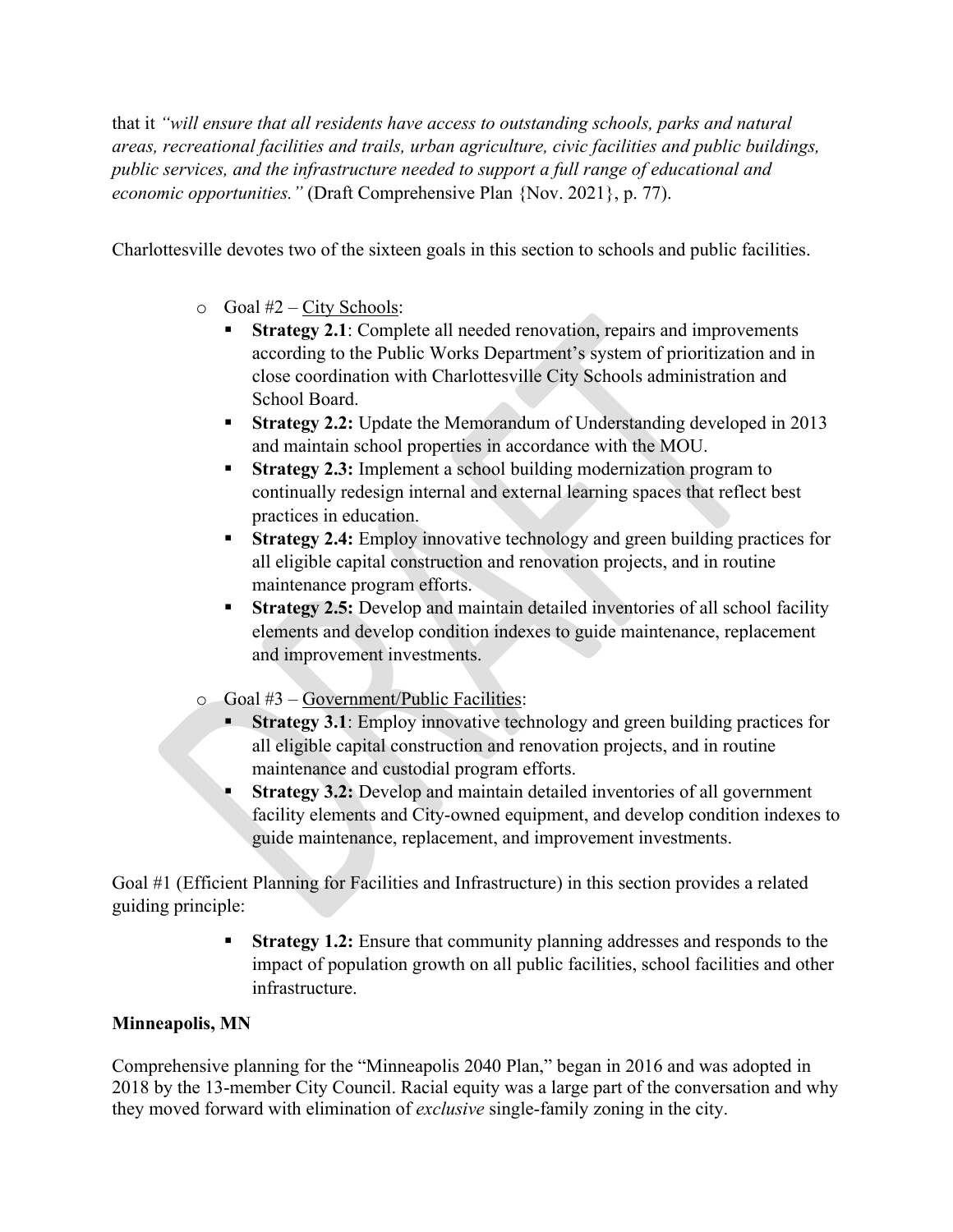that it *"will ensure that all residents have access to outstanding schools, parks and natural areas, recreational facilities and trails, urban agriculture, civic facilities and public buildings, public services, and the infrastructure needed to support a full range of educational and economic opportunities."* (Draft Comprehensive Plan {Nov. 2021}, p. 77).

Charlottesville devotes two of the sixteen goals in this section to schools and public facilities.

- Goal #2 – <u>City Schools</u>:
  - **Strategy 2.1**: Complete all needed renovation, repairs and improvements according to the Public Works Department's system of prioritization and in close coordination with Charlottesville City Schools administration and School Board.
  - **Strategy 2.2:** Update the Memorandum of Understanding developed in 2013 and maintain school properties in accordance with the MOU.
  - **Strategy 2.3:** Implement a school building modernization program to continually redesign internal and external learning spaces that reflect best practices in education.
  - **Strategy 2.4:** Employ innovative technology and green building practices for all eligible capital construction and renovation projects, and in routine maintenance program efforts.
  - **Strategy 2.5:** Develop and maintain detailed inventories of all school facility elements and develop condition indexes to guide maintenance, replacement and improvement investments.
- Goal #3 – <u>Government/Public Facilities</u>:
  - **Strategy 3.1**: Employ innovative technology and green building practices for all eligible capital construction and renovation projects, and in routine maintenance and custodial program efforts.
  - **Strategy 3.2:** Develop and maintain detailed inventories of all government facility elements and City-owned equipment, and develop condition indexes to guide maintenance, replacement, and improvement investments.

Goal #1 (Efficient Planning for Facilities and Infrastructure) in this section provides a related guiding principle:

- **Strategy 1.2:** Ensure that community planning addresses and responds to the impact of population growth on all public facilities, school facilities and other infrastructure.

**Minneapolis, MN**

Comprehensive planning for the "Minneapolis 2040 Plan," began in 2016 and was adopted in 2018 by the 13-member City Council. Racial equity was a large part of the conversation and why they moved forward with elimination of *exclusive* single-family zoning in the city.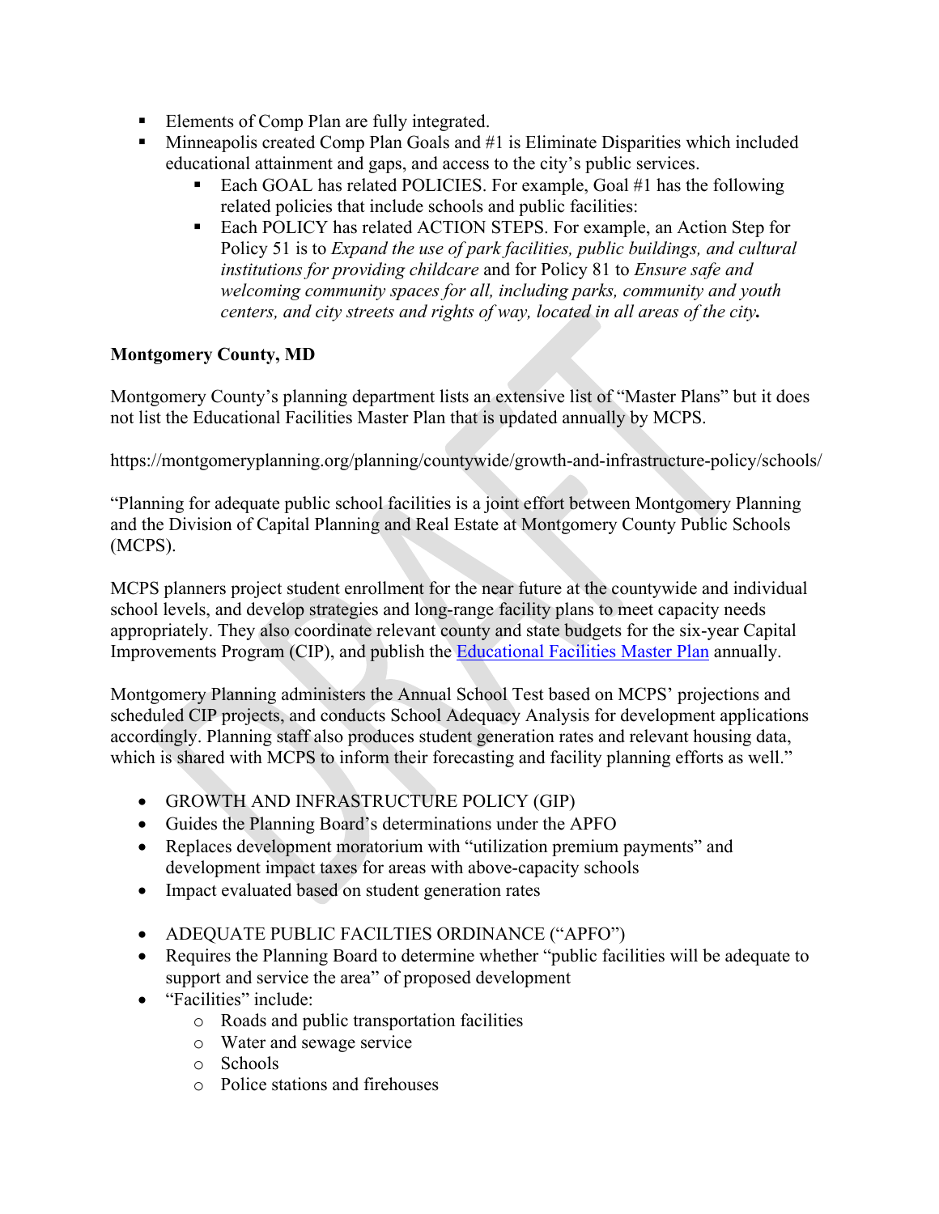- Elements of Comp Plan are fully integrated.
- Minneapolis created Comp Plan Goals and #1 is Eliminate Disparities which included educational attainment and gaps, and access to the city's public services.
    - Each GOAL has related POLICIES. For example, Goal #1 has the following related policies that include schools and public facilities:
    - Each POLICY has related ACTION STEPS. For example, an Action Step for Policy 51 is to *Expand the use of park facilities, public buildings, and cultural institutions for providing childcare* and for Policy 81 to *Ensure safe and welcoming community spaces for all, including parks, community and youth centers, and city streets and rights of way, located in all areas of the city***.**

**Montgomery County, MD**

Montgomery County's planning department lists an extensive list of "Master Plans" but it does not list the Educational Facilities Master Plan that is updated annually by MCPS.

https://montgomeryplanning.org/planning/countywide/growth-and-infrastructure-policy/schools/

"Planning for adequate public school facilities is a joint effort between Montgomery Planning and the Division of Capital Planning and Real Estate at Montgomery County Public Schools (MCPS).

MCPS planners project student enrollment for the near future at the countywide and individual school levels, and develop strategies and long-range facility plans to meet capacity needs appropriately. They also coordinate relevant county and state budgets for the six-year Capital Improvements Program (CIP), and publish the Educational Facilities Master Plan annually.

Montgomery Planning administers the Annual School Test based on MCPS' projections and scheduled CIP projects, and conducts School Adequacy Analysis for development applications accordingly. Planning staff also produces student generation rates and relevant housing data, which is shared with MCPS to inform their forecasting and facility planning efforts as well."

- GROWTH AND INFRASTRUCTURE POLICY (GIP)
- Guides the Planning Board's determinations under the APFO
- Replaces development moratorium with "utilization premium payments" and development impact taxes for areas with above-capacity schools
- Impact evaluated based on student generation rates

- ADEQUATE PUBLIC FACILTIES ORDINANCE ("APFO")
- Requires the Planning Board to determine whether "public facilities will be adequate to support and service the area" of proposed development
- "Facilities" include:
    - Roads and public transportation facilities
    - Water and sewage service
    - Schools
    - Police stations and firehouses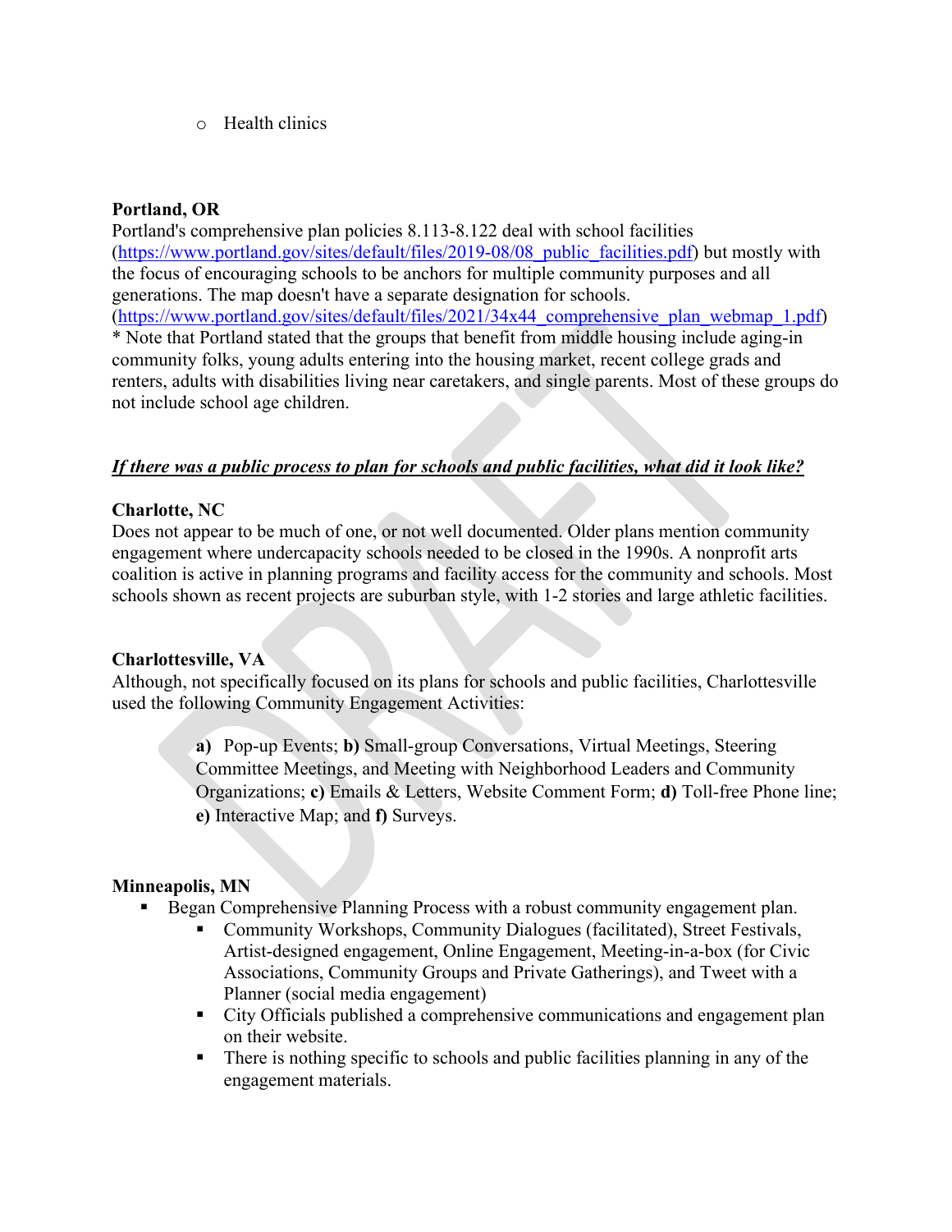- Health clinics

**Portland, OR**
Portland's comprehensive plan policies 8.113-8.122 deal with school facilities (https://www.portland.gov/sites/default/files/2019-08/08_public_facilities.pdf) but mostly with the focus of encouraging schools to be anchors for multiple community purposes and all generations. The map doesn't have a separate designation for schools. (https://www.portland.gov/sites/default/files/2021/34x44_comprehensive_plan_webmap_1.pdf)
* Note that Portland stated that the groups that benefit from middle housing include aging-in community folks, young adults entering into the housing market, recent college grads and renters, adults with disabilities living near caretakers, and single parents. Most of these groups do not include school age children.

***If there was a public process to plan for schools and public facilities, what did it look like?***

**Charlotte, NC**
Does not appear to be much of one, or not well documented. Older plans mention community engagement where undercapacity schools needed to be closed in the 1990s. A nonprofit arts coalition is active in planning programs and facility access for the community and schools. Most schools shown as recent projects are suburban style, with 1-2 stories and large athletic facilities.

**Charlottesville, VA**
Although, not specifically focused on its plans for schools and public facilities, Charlottesville used the following Community Engagement Activities:

> **a)** Pop-up Events; **b)** Small-group Conversations, Virtual Meetings, Steering Committee Meetings, and Meeting with Neighborhood Leaders and Community Organizations; **c)** Emails & Letters, Website Comment Form; **d)** Toll-free Phone line; **e)** Interactive Map; and **f)** Surveys.

**Minneapolis, MN**
- Began Comprehensive Planning Process with a robust community engagement plan.
  - Community Workshops, Community Dialogues (facilitated), Street Festivals, Artist-designed engagement, Online Engagement, Meeting-in-a-box (for Civic Associations, Community Groups and Private Gatherings), and Tweet with a Planner (social media engagement)
  - City Officials published a comprehensive communications and engagement plan on their website.
  - There is nothing specific to schools and public facilities planning in any of the engagement materials.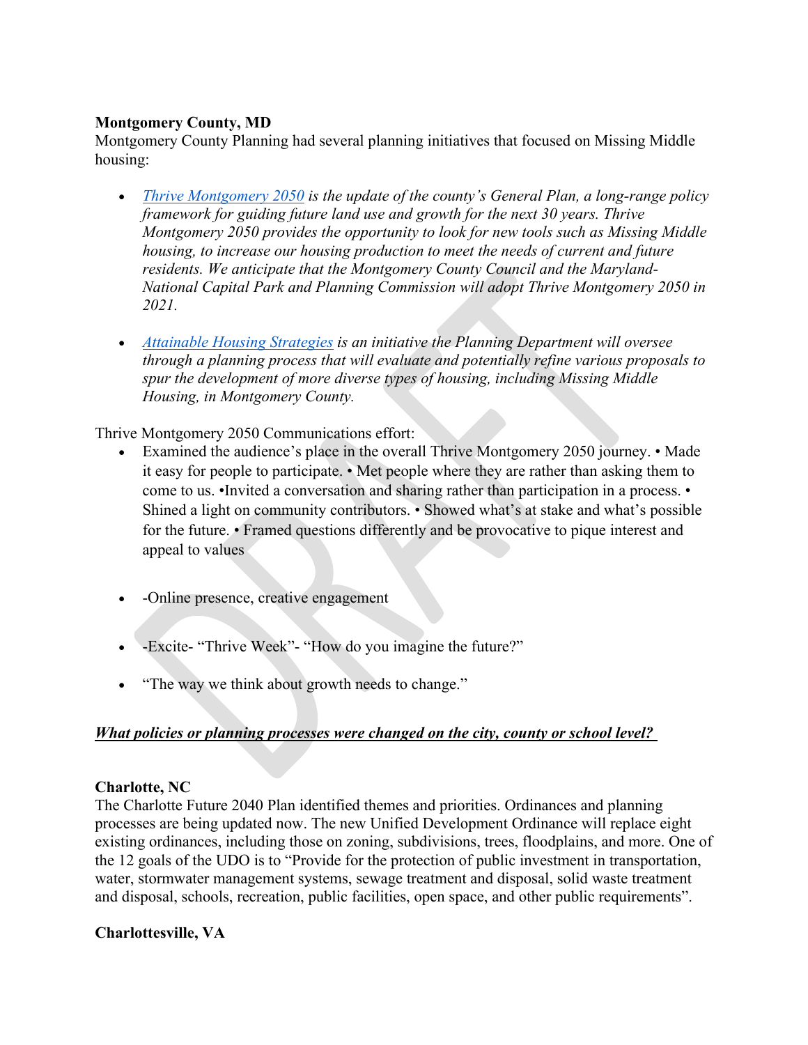**Montgomery County, MD**

Montgomery County Planning had several planning initiatives that focused on Missing Middle housing:

- *Thrive Montgomery 2050 is the update of the county's General Plan, a long-range policy framework for guiding future land use and growth for the next 30 years. Thrive Montgomery 2050 provides the opportunity to look for new tools such as Missing Middle housing, to increase our housing production to meet the needs of current and future residents. We anticipate that the Montgomery County Council and the Maryland-National Capital Park and Planning Commission will adopt Thrive Montgomery 2050 in 2021.*

- *Attainable Housing Strategies is an initiative the Planning Department will oversee through a planning process that will evaluate and potentially refine various proposals to spur the development of more diverse types of housing, including Missing Middle Housing, in Montgomery County.*

Thrive Montgomery 2050 Communications effort:

- Examined the audience's place in the overall Thrive Montgomery 2050 journey. • Made it easy for people to participate. • Met people where they are rather than asking them to come to us. •Invited a conversation and sharing rather than participation in a process. • Shined a light on community contributors. • Showed what's at stake and what's possible for the future. • Framed questions differently and be provocative to pique interest and appeal to values

- -Online presence, creative engagement

- -Excite- "Thrive Week"- "How do you imagine the future?"

- "The way we think about growth needs to change."

***What policies or planning processes were changed on the city, county or school level?***

**Charlotte, NC**

The Charlotte Future 2040 Plan identified themes and priorities. Ordinances and planning processes are being updated now. The new Unified Development Ordinance will replace eight existing ordinances, including those on zoning, subdivisions, trees, floodplains, and more. One of the 12 goals of the UDO is to "Provide for the protection of public investment in transportation, water, stormwater management systems, sewage treatment and disposal, solid waste treatment and disposal, schools, recreation, public facilities, open space, and other public requirements".

**Charlottesville, VA**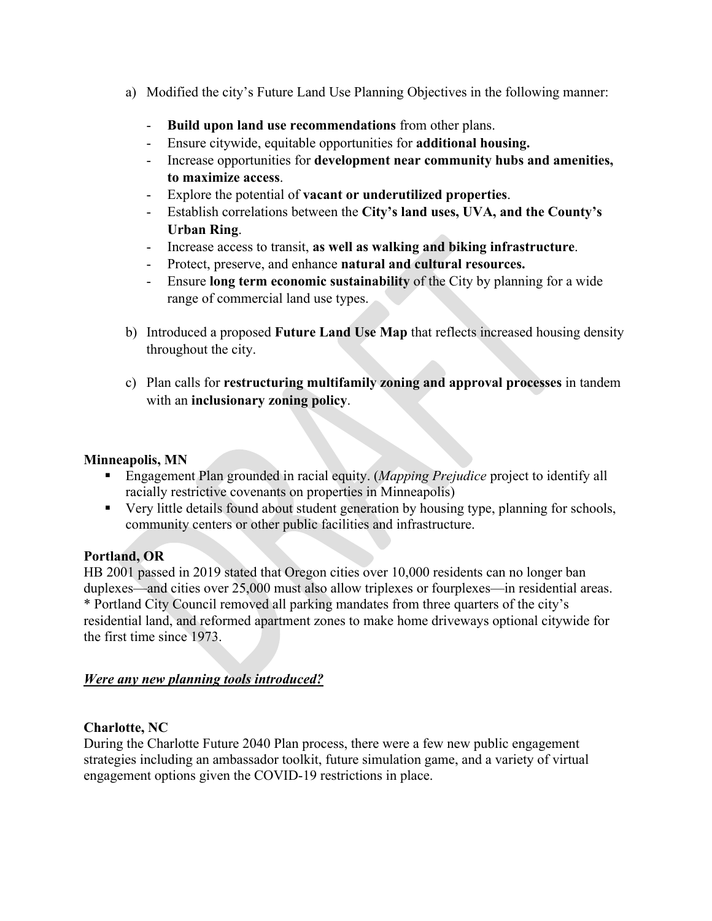a) Modified the city's Future Land Use Planning Objectives in the following manner:

   - **Build upon land use recommendations** from other plans.
   - Ensure citywide, equitable opportunities for **additional housing.**
   - Increase opportunities for **development near community hubs and amenities, to maximize access**.
   - Explore the potential of **vacant or underutilized properties**.
   - Establish correlations between the **City's land uses, UVA, and the County's Urban Ring**.
   - Increase access to transit, **as well as walking and biking infrastructure**.
   - Protect, preserve, and enhance **natural and cultural resources.**
   - Ensure **long term economic sustainability** of the City by planning for a wide range of commercial land use types.

b) Introduced a proposed **Future Land Use Map** that reflects increased housing density throughout the city.

c) Plan calls for **restructuring multifamily zoning and approval processes** in tandem with an **inclusionary zoning policy**.

**Minneapolis, MN**

- Engagement Plan grounded in racial equity. (*Mapping Prejudice* project to identify all racially restrictive covenants on properties in Minneapolis)
- Very little details found about student generation by housing type, planning for schools, community centers or other public facilities and infrastructure.

**Portland, OR**

HB 2001 passed in 2019 stated that Oregon cities over 10,000 residents can no longer ban duplexes—and cities over 25,000 must also allow triplexes or fourplexes—in residential areas.
* Portland City Council removed all parking mandates from three quarters of the city's residential land, and reformed apartment zones to make home driveways optional citywide for the first time since 1973.

***Were any new planning tools introduced?***

**Charlotte, NC**

During the Charlotte Future 2040 Plan process, there were a few new public engagement strategies including an ambassador toolkit, future simulation game, and a variety of virtual engagement options given the COVID-19 restrictions in place.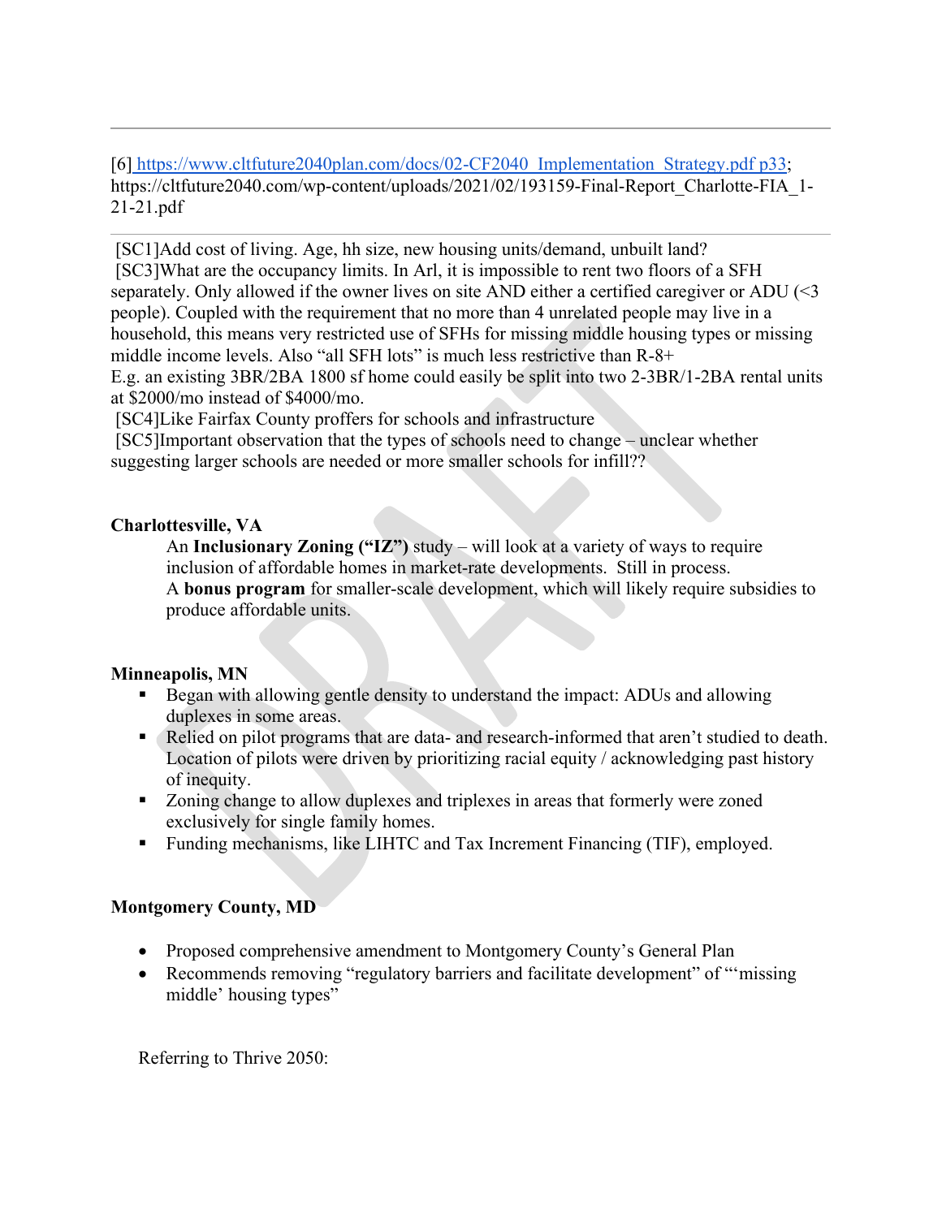---

[6] https://www.cltfuture2040plan.com/docs/02-CF2040_Implementation_Strategy.pdf p33; https://cltfuture2040.com/wp-content/uploads/2021/02/193159-Final-Report_Charlotte-FIA_1-21-21.pdf

---

[SC1]Add cost of living. Age, hh size, new housing units/demand, unbuilt land?

[SC3]What are the occupancy limits. In Arl, it is impossible to rent two floors of a SFH separately. Only allowed if the owner lives on site AND either a certified caregiver or ADU (<3 people). Coupled with the requirement that no more than 4 unrelated people may live in a household, this means very restricted use of SFHs for missing middle housing types or missing middle income levels. Also "all SFH lots" is much less restrictive than R-8+
E.g. an existing 3BR/2BA 1800 sf home could easily be split into two 2-3BR/1-2BA rental units at $2000/mo instead of $4000/mo.

[SC4]Like Fairfax County proffers for schools and infrastructure

[SC5]Important observation that the types of schools need to change – unclear whether suggesting larger schools are needed or more smaller schools for infill??

**Charlottesville, VA**

An **Inclusionary Zoning ("IZ")** study – will look at a variety of ways to require inclusion of affordable homes in market-rate developments. Still in process.
A **bonus program** for smaller-scale development, which will likely require subsidies to produce affordable units.

**Minneapolis, MN**

- Began with allowing gentle density to understand the impact: ADUs and allowing duplexes in some areas.
- Relied on pilot programs that are data- and research-informed that aren't studied to death. Location of pilots were driven by prioritizing racial equity / acknowledging past history of inequity.
- Zoning change to allow duplexes and triplexes in areas that formerly were zoned exclusively for single family homes.
- Funding mechanisms, like LIHTC and Tax Increment Financing (TIF), employed.

**Montgomery County, MD**

- Proposed comprehensive amendment to Montgomery County's General Plan
- Recommends removing "regulatory barriers and facilitate development" of "'missing middle' housing types"

Referring to Thrive 2050: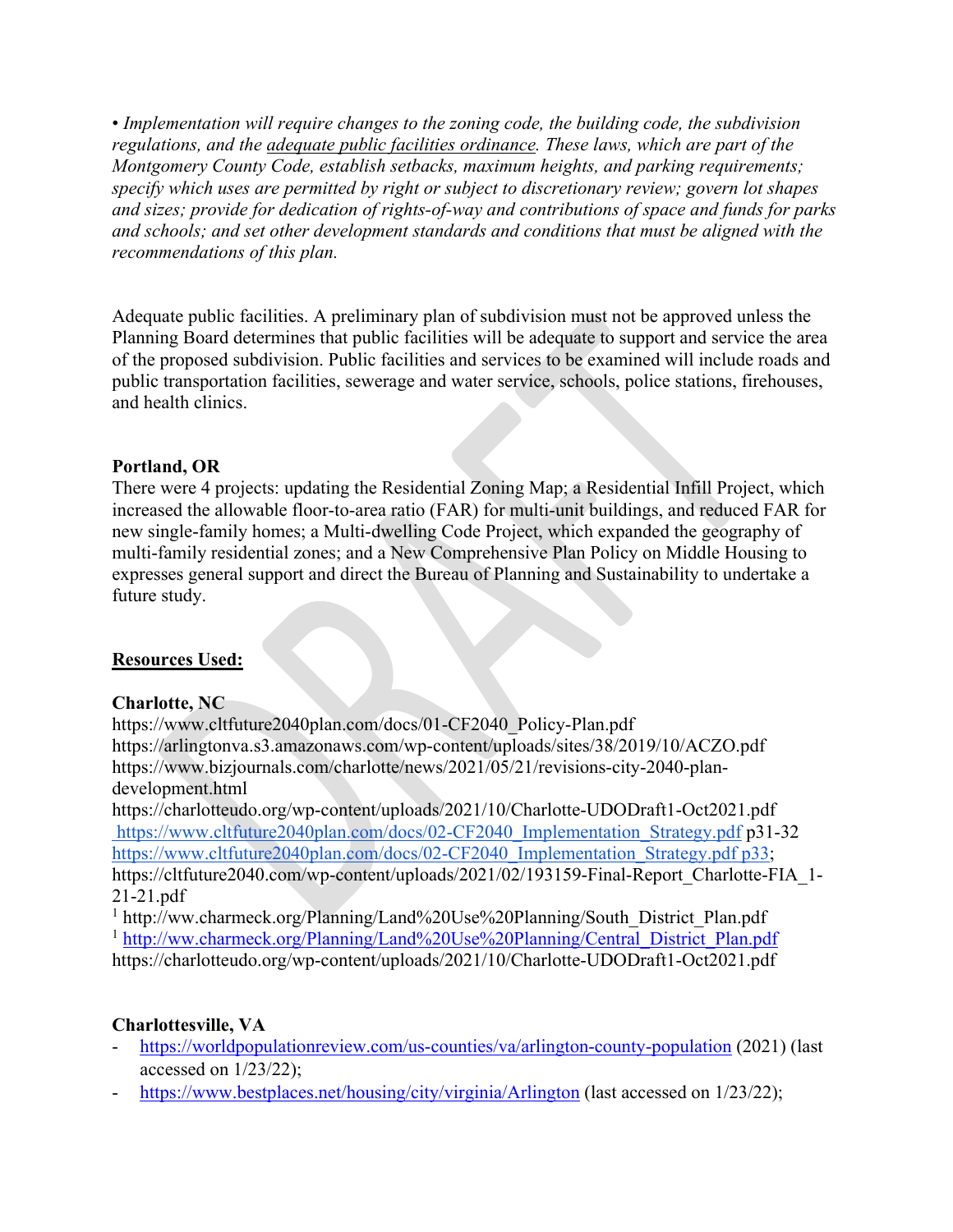*• Implementation will require changes to the zoning code, the building code, the subdivision regulations, and the adequate public facilities ordinance. These laws, which are part of the Montgomery County Code, establish setbacks, maximum heights, and parking requirements; specify which uses are permitted by right or subject to discretionary review; govern lot shapes and sizes; provide for dedication of rights-of-way and contributions of space and funds for parks and schools; and set other development standards and conditions that must be aligned with the recommendations of this plan.*

Adequate public facilities. A preliminary plan of subdivision must not be approved unless the Planning Board determines that public facilities will be adequate to support and service the area of the proposed subdivision. Public facilities and services to be examined will include roads and public transportation facilities, sewerage and water service, schools, police stations, firehouses, and health clinics.

**Portland, OR**

There were 4 projects: updating the Residential Zoning Map; a Residential Infill Project, which increased the allowable floor-to-area ratio (FAR) for multi-unit buildings, and reduced FAR for new single-family homes; a Multi-dwelling Code Project, which expanded the geography of multi-family residential zones; and a New Comprehensive Plan Policy on Middle Housing to expresses general support and direct the Bureau of Planning and Sustainability to undertake a future study.

**Resources Used:**

**Charlotte, NC**

https://www.cltfuture2040plan.com/docs/01-CF2040_Policy-Plan.pdf
https://arlingtonva.s3.amazonaws.com/wp-content/uploads/sites/38/2019/10/ACZO.pdf
https://www.bizjournals.com/charlotte/news/2021/05/21/revisions-city-2040-plan-development.html
https://charlotteudo.org/wp-content/uploads/2021/10/Charlotte-UDODraft1-Oct2021.pdf
https://www.cltfuture2040plan.com/docs/02-CF2040_Implementation_Strategy.pdf p31-32
https://www.cltfuture2040plan.com/docs/02-CF2040_Implementation_Strategy.pdf p33;
https://cltfuture2040.com/wp-content/uploads/2021/02/193159-Final-Report_Charlotte-FIA_1-21-21.pdf
[1] http://ww.charmeck.org/Planning/Land%20Use%20Planning/South_District_Plan.pdf
[1] http://ww.charmeck.org/Planning/Land%20Use%20Planning/Central_District_Plan.pdf
https://charlotteudo.org/wp-content/uploads/2021/10/Charlotte-UDODraft1-Oct2021.pdf

**Charlottesville, VA**

- https://worldpopulationreview.com/us-counties/va/arlington-county-population (2021) (last accessed on 1/23/22);
- https://www.bestplaces.net/housing/city/virginia/Arlington (last accessed on 1/23/22);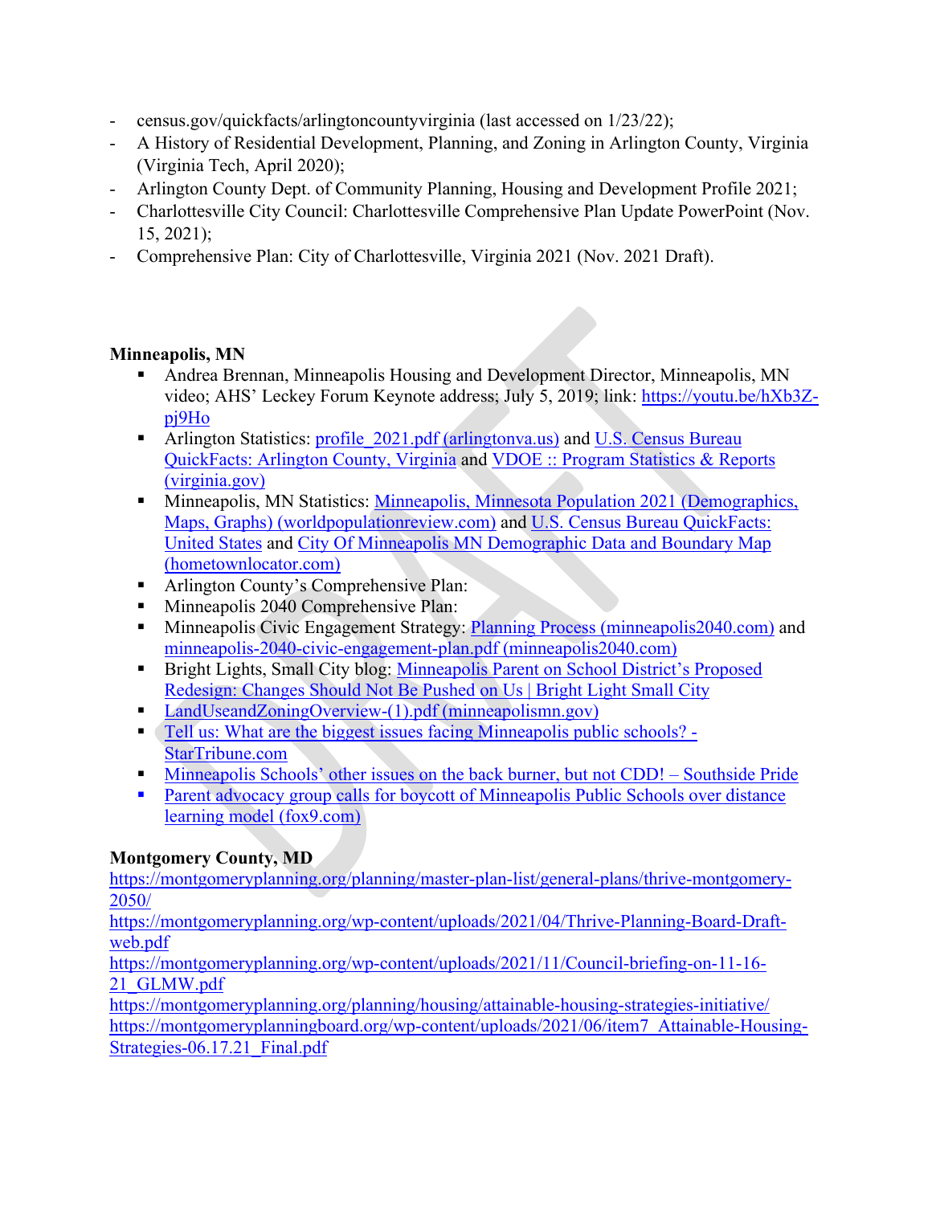- census.gov/quickfacts/arlingtoncountyvirginia (last accessed on 1/23/22);
- A History of Residential Development, Planning, and Zoning in Arlington County, Virginia (Virginia Tech, April 2020);
- Arlington County Dept. of Community Planning, Housing and Development Profile 2021;
- Charlottesville City Council: Charlottesville Comprehensive Plan Update PowerPoint (Nov. 15, 2021);
- Comprehensive Plan: City of Charlottesville, Virginia 2021 (Nov. 2021 Draft).

**Minneapolis, MN**

- Andrea Brennan, Minneapolis Housing and Development Director, Minneapolis, MN video; AHS' Leckey Forum Keynote address; July 5, 2019; link: https://youtu.be/hXb3Z-pj9Ho
- Arlington Statistics: profile_2021.pdf (arlingtonva.us) and U.S. Census Bureau QuickFacts: Arlington County, Virginia and VDOE :: Program Statistics & Reports (virginia.gov)
- Minneapolis, MN Statistics: Minneapolis, Minnesota Population 2021 (Demographics, Maps, Graphs) (worldpopulationreview.com) and U.S. Census Bureau QuickFacts: United States and City Of Minneapolis MN Demographic Data and Boundary Map (hometownlocator.com)
- Arlington County's Comprehensive Plan:
- Minneapolis 2040 Comprehensive Plan:
- Minneapolis Civic Engagement Strategy: Planning Process (minneapolis2040.com) and minneapolis-2040-civic-engagement-plan.pdf (minneapolis2040.com)
- Bright Lights, Small City blog: Minneapolis Parent on School District's Proposed Redesign: Changes Should Not Be Pushed on Us | Bright Light Small City
- LandUseandZoningOverview-(1).pdf (minneapolismn.gov)
- Tell us: What are the biggest issues facing Minneapolis public schools? - StarTribune.com
- Minneapolis Schools' other issues on the back burner, but not CDD! – Southside Pride
- Parent advocacy group calls for boycott of Minneapolis Public Schools over distance learning model (fox9.com)

**Montgomery County, MD**

https://montgomeryplanning.org/planning/master-plan-list/general-plans/thrive-montgomery-2050/
https://montgomeryplanning.org/wp-content/uploads/2021/04/Thrive-Planning-Board-Draft-web.pdf
https://montgomeryplanning.org/wp-content/uploads/2021/11/Council-briefing-on-11-16-21_GLMW.pdf
https://montgomeryplanning.org/planning/housing/attainable-housing-strategies-initiative/
https://montgomeryplanningboard.org/wp-content/uploads/2021/06/item7_Attainable-Housing-Strategies-06.17.21_Final.pdf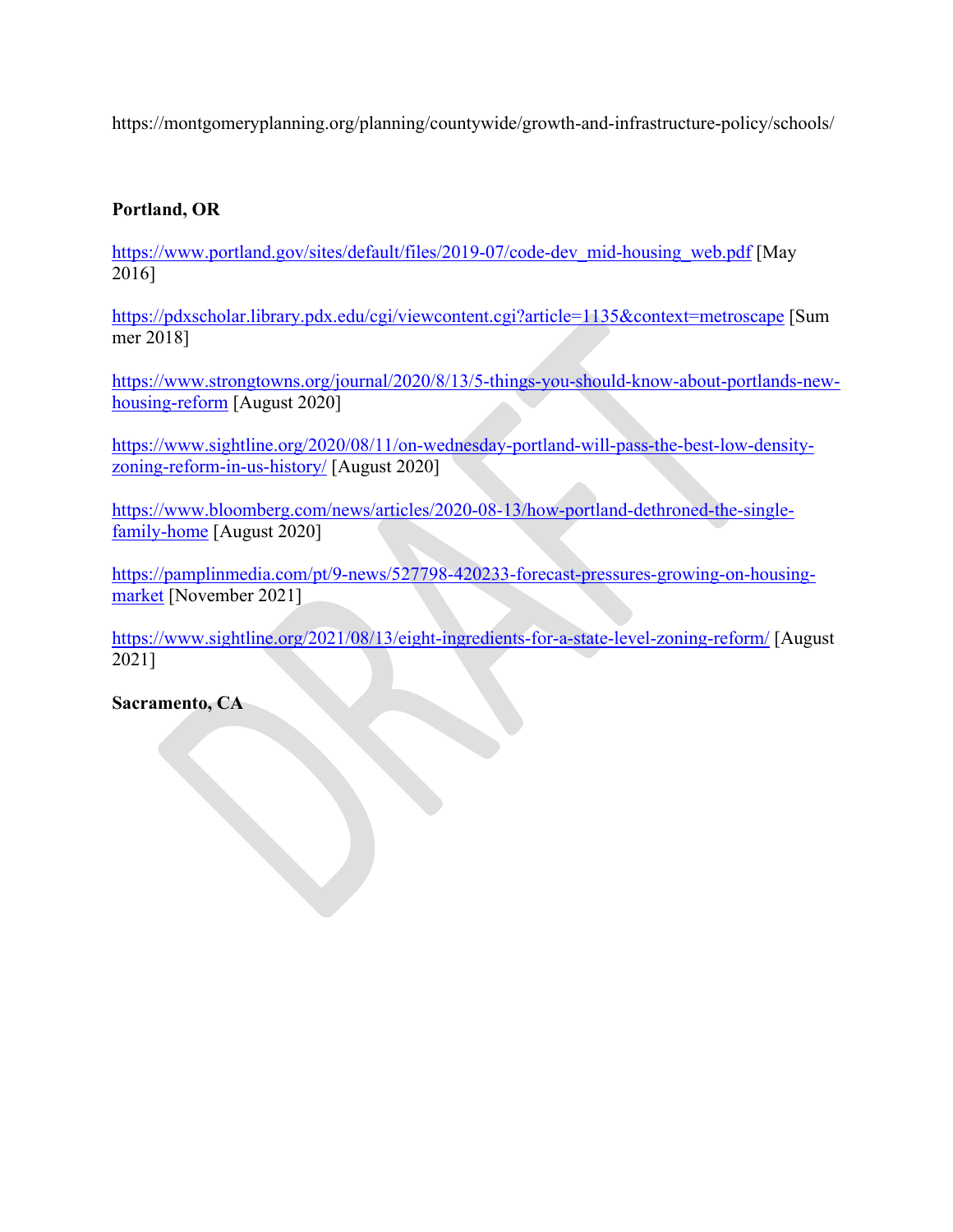https://montgomeryplanning.org/planning/countywide/growth-and-infrastructure-policy/schools/

**Portland, OR**

https://www.portland.gov/sites/default/files/2019-07/code-dev_mid-housing_web.pdf [May 2016]

https://pdxscholar.library.pdx.edu/cgi/viewcontent.cgi?article=1135&context=metroscape [Summer 2018]

https://www.strongtowns.org/journal/2020/8/13/5-things-you-should-know-about-portlands-new-housing-reform [August 2020]

https://www.sightline.org/2020/08/11/on-wednesday-portland-will-pass-the-best-low-density-zoning-reform-in-us-history/ [August 2020]

https://www.bloomberg.com/news/articles/2020-08-13/how-portland-dethroned-the-single-family-home [August 2020]

https://pamplinmedia.com/pt/9-news/527798-420233-forecast-pressures-growing-on-housing-market [November 2021]

https://www.sightline.org/2021/08/13/eight-ingredients-for-a-state-level-zoning-reform/ [August 2021]

**Sacramento, CA**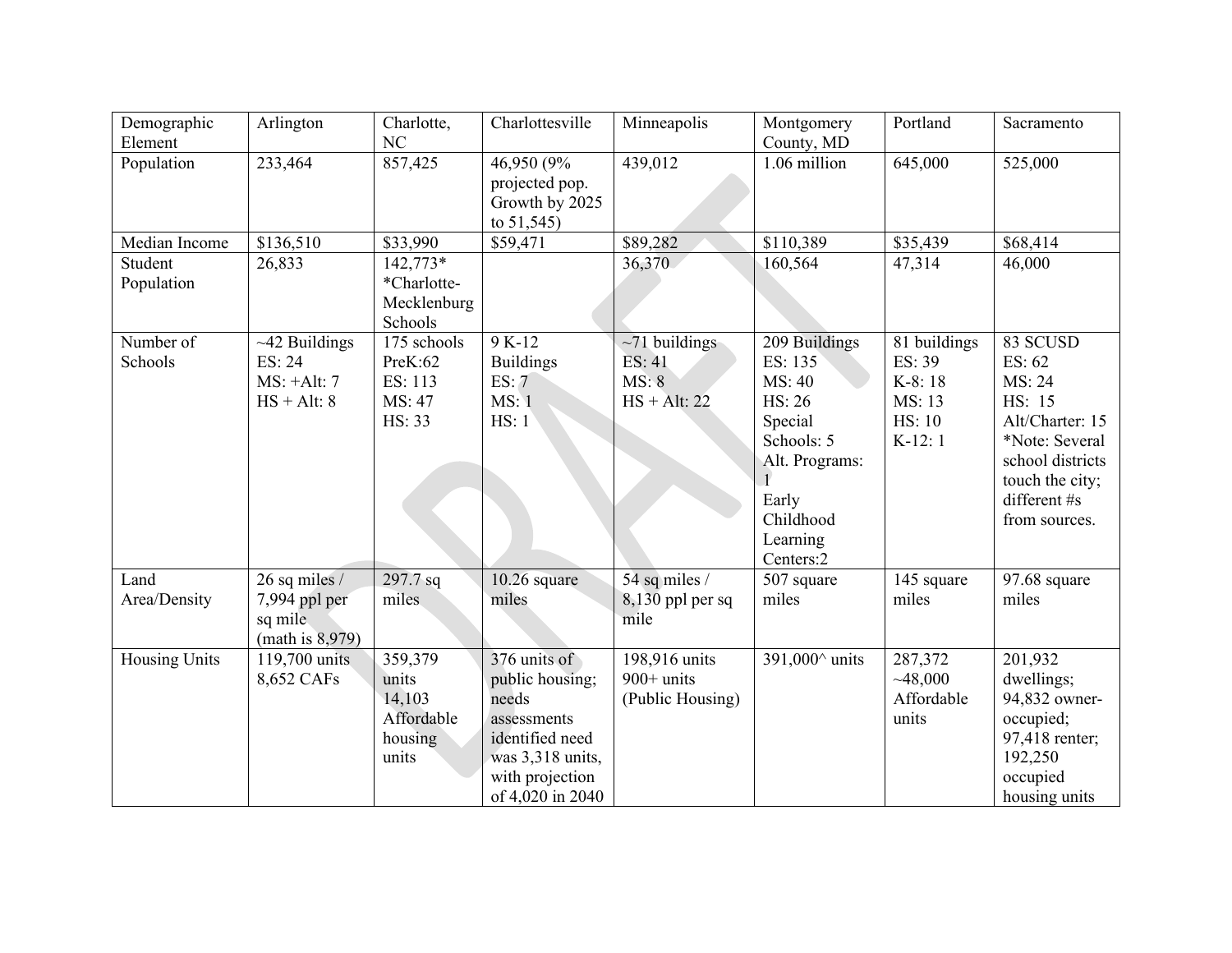| Demographic Element | Arlington | Charlotte, NC | Charlottesville | Minneapolis | Montgomery County, MD | Portland | Sacramento |
|---|---|---|---|---|---|---|---|
| Population | 233,464 | 857,425 | 46,950 (9% projected pop. Growth by 2025 to 51,545) | 439,012 | 1.06 million | 645,000 | 525,000 |
| Median Income | $136,510 | $33,990 | $59,471 | $89,282 | $110,389 | $35,439 | $68,414 |
| Student Population | 26,833 | 142,773* *Charlotte-Mecklenburg Schools | | 36,370 | 160,564 | 47,314 | 46,000 |
| Number of Schools | ~42 Buildings<br>ES: 24<br>MS: +Alt: 7<br>HS + Alt: 8 | 175 schools<br>PreK:62<br>ES: 113<br>MS: 47<br>HS: 33 | 9 K-12 Buildings<br>ES: 7<br>MS: 1<br>HS: 1 | ~71 buildings<br>ES: 41<br>MS: 8<br>HS + Alt: 22 | 209 Buildings<br>ES: 135<br>MS: 40<br>HS: 26<br>Special Schools: 5<br>Alt. Programs: 1<br>Early Childhood Learning Centers:2 | 81 buildings<br>ES: 39<br>K-8: 18<br>MS: 13<br>HS: 10<br>K-12: 1 | 83 SCUSD<br>ES: 62<br>MS: 24<br>HS: 15<br>Alt/Charter: 15<br>*Note: Several school districts touch the city; different #s from sources. |
| Land Area/Density | 26 sq miles / 7,994 ppl per sq mile (math is 8,979) | 297.7 sq miles | 10.26 square miles | 54 sq miles / 8,130 ppl per sq mile | 507 square miles | 145 square miles | 97.68 square miles |
| Housing Units | 119,700 units<br>8,652 CAFs | 359,379 units<br>14,103 Affordable housing units | 376 units of public housing; needs assessments identified need was 3,318 units, with projection of 4,020 in 2040 | 198,916 units<br>900+ units (Public Housing) | 391,000^ units | 287,372<br>~48,000 Affordable units | 201,932 dwellings; 94,832 owner-occupied; 97,418 renter; 192,250 occupied housing units |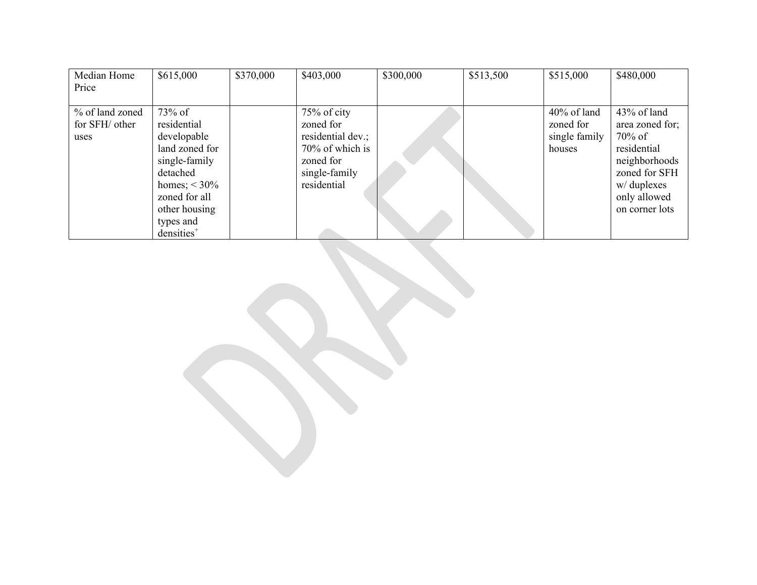| | | | | | | | |
|---|---|---|---|---|---|---|---|
| Median Home Price | \$615,000 | \$370,000 | \$403,000 | \$300,000 | \$513,500 | \$515,000 | \$480,000 |
| % of land zoned for SFH/ other uses | 73% of residential developable land zoned for single-family detached homes; < 30% zoned for all other housing types and densities[+] | | 75% of city zoned for residential dev.; 70% of which is zoned for single-family residential | | | 40% of land zoned for single family houses | 43% of land area zoned for; 70% of residential neighborhoods zoned for SFH w/ duplexes only allowed on corner lots |